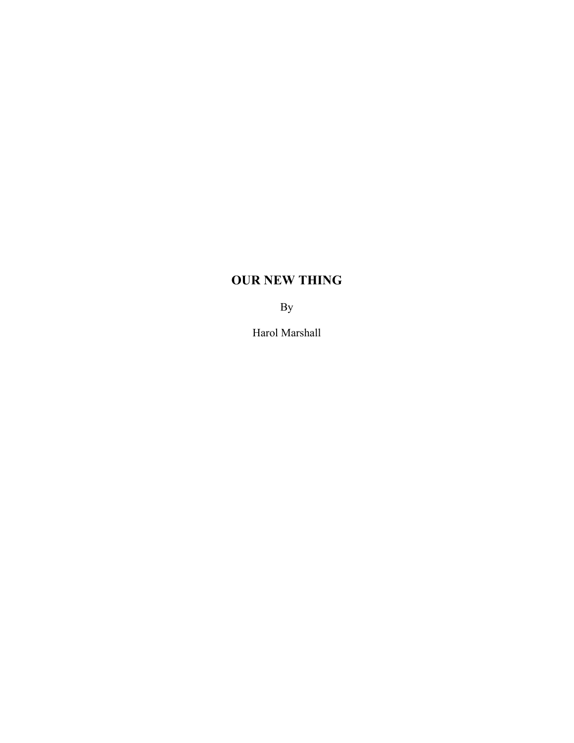# OUR NEW THING

By

Harol Marshall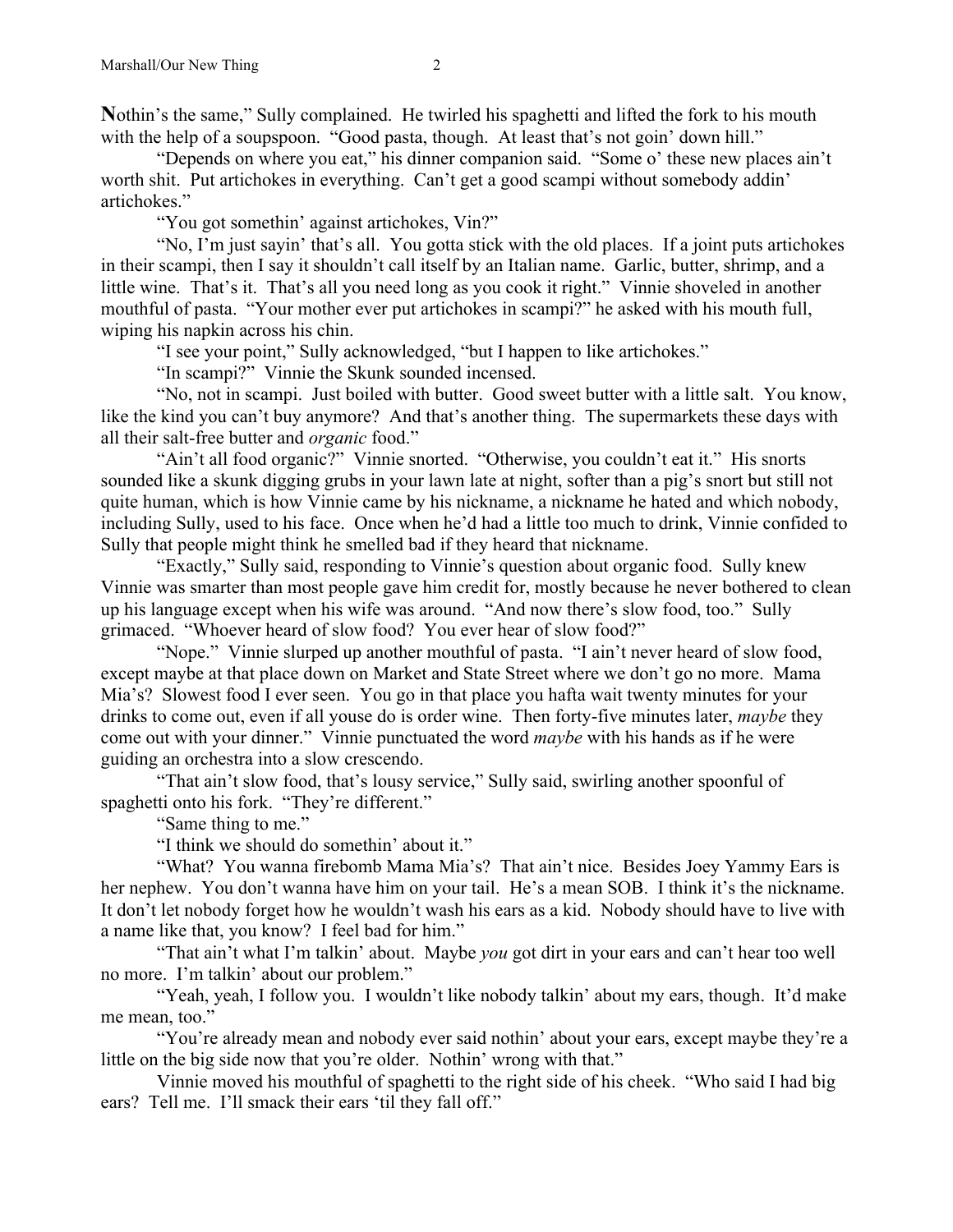**N**othin's the same," Sully complained. He twirled his spaghetti and lifted the fork to his mouth with the help of a soupspoon. "Good pasta, though. At least that's not goin' down hill."

"Depends on where you eat," his dinner companion said. "Some o' these new places ain't worth shit. Put artichokes in everything. Can't get a good scampi without somebody addin' artichokes."

"You got somethin' against artichokes, Vin?"

"No, I'm just sayin' that's all. You gotta stick with the old places. If a joint puts artichokes in their scampi, then I say it shouldn't call itself by an Italian name. Garlic, butter, shrimp, and a little wine. That's it. That's all you need long as you cook it right." Vinnie shoveled in another mouthful of pasta. "Your mother ever put artichokes in scampi?" he asked with his mouth full, wiping his napkin across his chin.

"I see your point," Sully acknowledged, "but I happen to like artichokes."

"In scampi?" Vinnie the Skunk sounded incensed.

"No, not in scampi. Just boiled with butter. Good sweet butter with a little salt. You know, like the kind you can't buy anymore? And that's another thing. The supermarkets these days with all their salt-free butter and *organic* food."

"Ain't all food organic?" Vinnie snorted. "Otherwise, you couldn't eat it." His snorts sounded like a skunk digging grubs in your lawn late at night, softer than a pig's snort but still not quite human, which is how Vinnie came by his nickname, a nickname he hated and which nobody, including Sully, used to his face. Once when he'd had a little too much to drink, Vinnie confided to Sully that people might think he smelled bad if they heard that nickname.

"Exactly," Sully said, responding to Vinnie's question about organic food. Sully knew Vinnie was smarter than most people gave him credit for, mostly because he never bothered to clean up his language except when his wife was around. "And now there's slow food, too." Sully grimaced. "Whoever heard of slow food? You ever hear of slow food?"

"Nope." Vinnie slurped up another mouthful of pasta. "I ain't never heard of slow food, except maybe at that place down on Market and State Street where we don't go no more. Mama Mia's? Slowest food I ever seen. You go in that place you hafta wait twenty minutes for your drinks to come out, even if all youse do is order wine. Then forty-five minutes later, *maybe* they come out with your dinner." Vinnie punctuated the word *maybe* with his hands as if he were guiding an orchestra into a slow crescendo.

"That ain't slow food, that's lousy service," Sully said, swirling another spoonful of spaghetti onto his fork. "They're different."

"Same thing to me."

"I think we should do somethin' about it."

"What? You wanna firebomb Mama Mia's? That ain't nice. Besides Joey Yammy Ears is her nephew. You don't wanna have him on your tail. He's a mean SOB. I think it's the nickname. It don't let nobody forget how he wouldn't wash his ears as a kid. Nobody should have to live with a name like that, you know? I feel bad for him."

"That ain't what I'm talkin' about. Maybe *you* got dirt in your ears and can't hear too well no more. I'm talkin' about our problem."

"Yeah, yeah, I follow you. I wouldn't like nobody talkin' about my ears, though. It'd make me mean, too."

"You're already mean and nobody ever said nothin' about your ears, except maybe they're a little on the big side now that you're older. Nothin' wrong with that."

Vinnie moved his mouthful of spaghetti to the right side of his cheek. "Who said I had big ears? Tell me. I'll smack their ears 'til they fall off."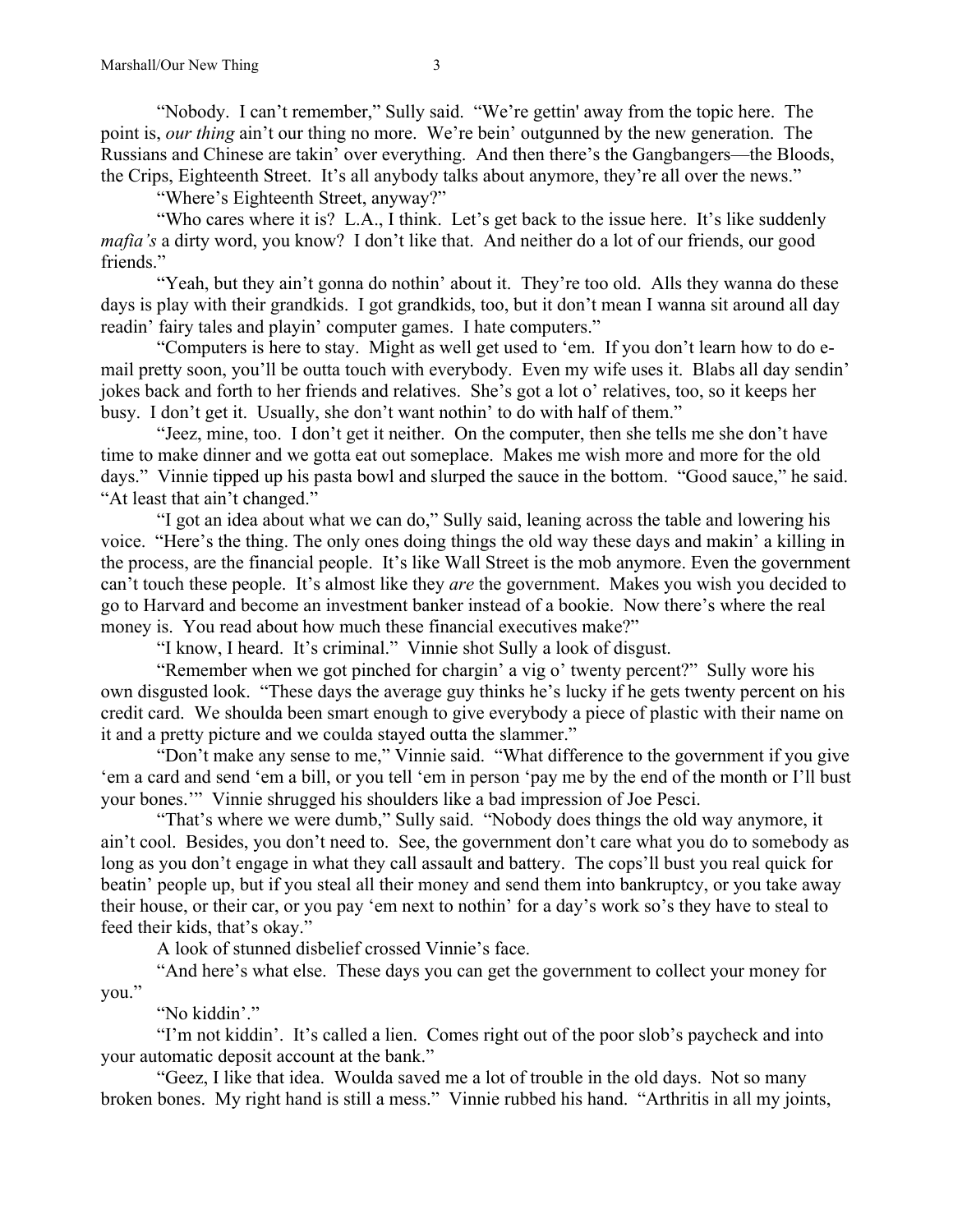"Nobody. I can't remember," Sully said. "We're gettin' away from the topic here. The point is, *our thing* ain't our thing no more. We're bein' outgunned by the new generation. The Russians and Chinese are takin' over everything. And then there's the Gangbangers—the Bloods, the Crips, Eighteenth Street. It's all anybody talks about anymore, they're all over the news."

"Where's Eighteenth Street, anyway?"

"Who cares where it is? L.A., I think. Let's get back to the issue here. It's like suddenly *mafia's* a dirty word, you know? I don't like that. And neither do a lot of our friends, our good friends."

"Yeah, but they ain't gonna do nothin' about it. They're too old. Alls they wanna do these days is play with their grandkids. I got grandkids, too, but it don't mean I wanna sit around all day readin' fairy tales and playin' computer games. I hate computers."

"Computers is here to stay. Might as well get used to 'em. If you don't learn how to do e-mail pretty soon, you'll be outta touch with everybody. Even my wife uses it. Blabs all day sendin' jokes back and forth to her friends and relatives. She's got a lot o' relatives, too, so it keeps her busy. I don't get it. Usually, she don't want nothin' to do with half of them."

"Jeez, mine, too. I don't get it neither. On the computer, then she tells me she don't have time to make dinner and we gotta eat out someplace. Makes me wish more and more for the old days." Vinnie tipped up his pasta bowl and slurped the sauce in the bottom. "Good sauce," he said. "At least that ain't changed."

"I got an idea about what we can do," Sully said, leaning across the table and lowering his voice. "Here's the thing. The only ones doing things the old way these days and makin' a killing in the process, are the financial people. It's like Wall Street is the mob anymore. Even the government can't touch these people. It's almost like they *are* the government. Makes you wish you decided to go to Harvard and become an investment banker instead of a bookie. Now there's where the real money is. You read about how much these financial executives make?"

"I know, I heard. It's criminal." Vinnie shot Sully a look of disgust.

"Remember when we got pinched for chargin' a vig o' twenty percent?" Sully wore his own disgusted look. "These days the average guy thinks he's lucky if he gets twenty percent on his credit card. We shoulda been smart enough to give everybody a piece of plastic with their name on it and a pretty picture and we coulda stayed outta the slammer."

"Don't make any sense to me," Vinnie said. "What difference to the government if you give 'em a card and send 'em a bill, or you tell 'em in person 'pay me by the end of the month or I'll bust your bones.'" Vinnie shrugged his shoulders like a bad impression of Joe Pesci.

"That's where we were dumb," Sully said. "Nobody does things the old way anymore, it ain't cool. Besides, you don't need to. See, the government don't care what you do to somebody as long as you don't engage in what they call assault and battery. The cops'll bust you real quick for beatin' people up, but if you steal all their money and send them into bankruptcy, or you take away their house, or their car, or you pay 'em next to nothin' for a day's work so's they have to steal to feed their kids, that's okay."

A look of stunned disbelief crossed Vinnie's face.

"And here's what else. These days you can get the government to collect your money for you."

"No kiddin'."

"I'm not kiddin'. It's called a lien. Comes right out of the poor slob's paycheck and into your automatic deposit account at the bank."

"Geez, I like that idea. Woulda saved me a lot of trouble in the old days. Not so many broken bones. My right hand is still a mess." Vinnie rubbed his hand. "Arthritis in all my joints,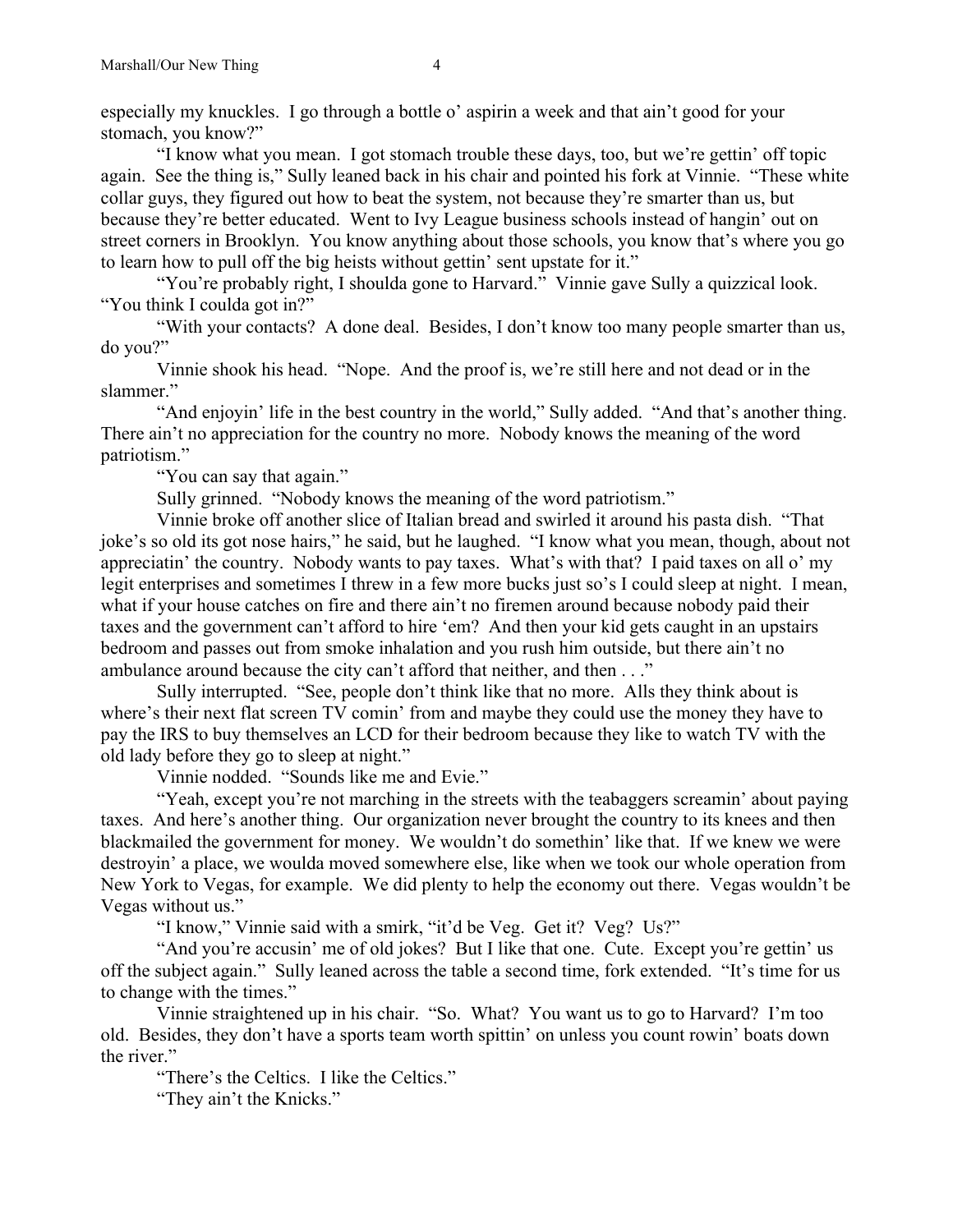especially my knuckles. I go through a bottle o' aspirin a week and that ain't good for your stomach, you know?"

"I know what you mean. I got stomach trouble these days, too, but we're gettin' off topic again. See the thing is," Sully leaned back in his chair and pointed his fork at Vinnie. "These white collar guys, they figured out how to beat the system, not because they're smarter than us, but because they're better educated. Went to Ivy League business schools instead of hangin' out on street corners in Brooklyn. You know anything about those schools, you know that's where you go to learn how to pull off the big heists without gettin' sent upstate for it."

"You're probably right, I shoulda gone to Harvard." Vinnie gave Sully a quizzical look. "You think I coulda got in?"

"With your contacts? A done deal. Besides, I don't know too many people smarter than us, do you?"

Vinnie shook his head. "Nope. And the proof is, we're still here and not dead or in the slammer."

"And enjoyin' life in the best country in the world," Sully added. "And that's another thing. There ain't no appreciation for the country no more. Nobody knows the meaning of the word patriotism."

"You can say that again."

Sully grinned. "Nobody knows the meaning of the word patriotism."

Vinnie broke off another slice of Italian bread and swirled it around his pasta dish. "That joke's so old its got nose hairs," he said, but he laughed. "I know what you mean, though, about not appreciatin' the country. Nobody wants to pay taxes. What's with that? I paid taxes on all o' my legit enterprises and sometimes I threw in a few more bucks just so's I could sleep at night. I mean, what if your house catches on fire and there ain't no firemen around because nobody paid their taxes and the government can't afford to hire 'em? And then your kid gets caught in an upstairs bedroom and passes out from smoke inhalation and you rush him outside, but there ain't no ambulance around because the city can't afford that neither, and then . . ."

Sully interrupted. "See, people don't think like that no more. Alls they think about is where's their next flat screen TV comin' from and maybe they could use the money they have to pay the IRS to buy themselves an LCD for their bedroom because they like to watch TV with the old lady before they go to sleep at night."

Vinnie nodded. "Sounds like me and Evie."

"Yeah, except you're not marching in the streets with the teabaggers screamin' about paying taxes. And here's another thing. Our organization never brought the country to its knees and then blackmailed the government for money. We wouldn't do somethin' like that. If we knew we were destroyin' a place, we woulda moved somewhere else, like when we took our whole operation from New York to Vegas, for example. We did plenty to help the economy out there. Vegas wouldn't be Vegas without us."

"I know," Vinnie said with a smirk, "it'd be Veg. Get it? Veg? Us?"

"And you're accusin' me of old jokes? But I like that one. Cute. Except you're gettin' us off the subject again." Sully leaned across the table a second time, fork extended. "It's time for us to change with the times."

Vinnie straightened up in his chair. "So. What? You want us to go to Harvard? I'm too old. Besides, they don't have a sports team worth spittin' on unless you count rowin' boats down the river."

"There's the Celtics. I like the Celtics."

"They ain't the Knicks."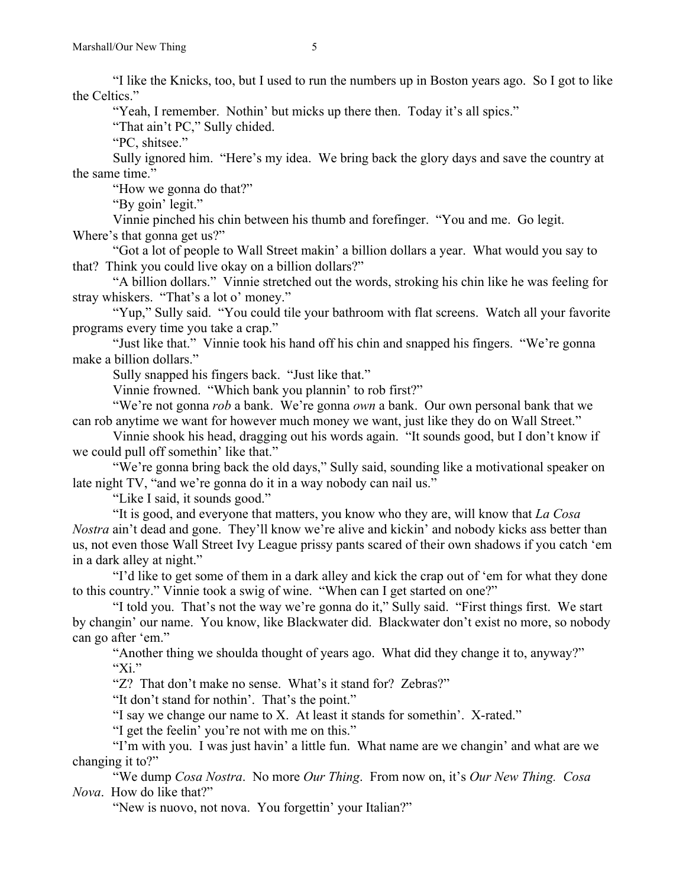"I like the Knicks, too, but I used to run the numbers up in Boston years ago. So I got to like the Celtics."

"Yeah, I remember. Nothin' but micks up there then. Today it's all spics."

"That ain't PC," Sully chided.

"PC, shitsee."

Sully ignored him. "Here's my idea. We bring back the glory days and save the country at the same time."

"How we gonna do that?"

"By goin' legit."

Vinnie pinched his chin between his thumb and forefinger. "You and me. Go legit. Where's that gonna get us?"

"Got a lot of people to Wall Street makin' a billion dollars a year. What would you say to that? Think you could live okay on a billion dollars?"

"A billion dollars." Vinnie stretched out the words, stroking his chin like he was feeling for stray whiskers. "That's a lot o' money."

"Yup," Sully said. "You could tile your bathroom with flat screens. Watch all your favorite programs every time you take a crap."

"Just like that." Vinnie took his hand off his chin and snapped his fingers. "We're gonna make a billion dollars."

Sully snapped his fingers back. "Just like that."

Vinnie frowned. "Which bank you plannin' to rob first?"

"We're not gonna *rob* a bank. We're gonna *own* a bank. Our own personal bank that we can rob anytime we want for however much money we want, just like they do on Wall Street."

Vinnie shook his head, dragging out his words again. "It sounds good, but I don't know if we could pull off somethin' like that."

"We're gonna bring back the old days," Sully said, sounding like a motivational speaker on late night TV, "and we're gonna do it in a way nobody can nail us."

"Like I said, it sounds good."

"It is good, and everyone that matters, you know who they are, will know that *La Cosa Nostra* ain't dead and gone. They'll know we're alive and kickin' and nobody kicks ass better than us, not even those Wall Street Ivy League prissy pants scared of their own shadows if you catch 'em in a dark alley at night."

"I'd like to get some of them in a dark alley and kick the crap out of 'em for what they done to this country." Vinnie took a swig of wine. "When can I get started on one?"

"I told you. That's not the way we're gonna do it," Sully said. "First things first. We start by changin' our name. You know, like Blackwater did. Blackwater don't exist no more, so nobody can go after 'em."

"Another thing we shoulda thought of years ago. What did they change it to, anyway?"

"Xi."

"Z? That don't make no sense. What's it stand for? Zebras?"

"It don't stand for nothin'. That's the point."

"I say we change our name to X. At least it stands for somethin'. X-rated."

"I get the feelin' you're not with me on this."

"I'm with you. I was just havin' a little fun. What name are we changin' and what are we changing it to?"

"We dump *Cosa Nostra*. No more *Our Thing*. From now on, it's *Our New Thing. Cosa Nova*. How do like that?"

"New is nuovo, not nova. You forgettin' your Italian?"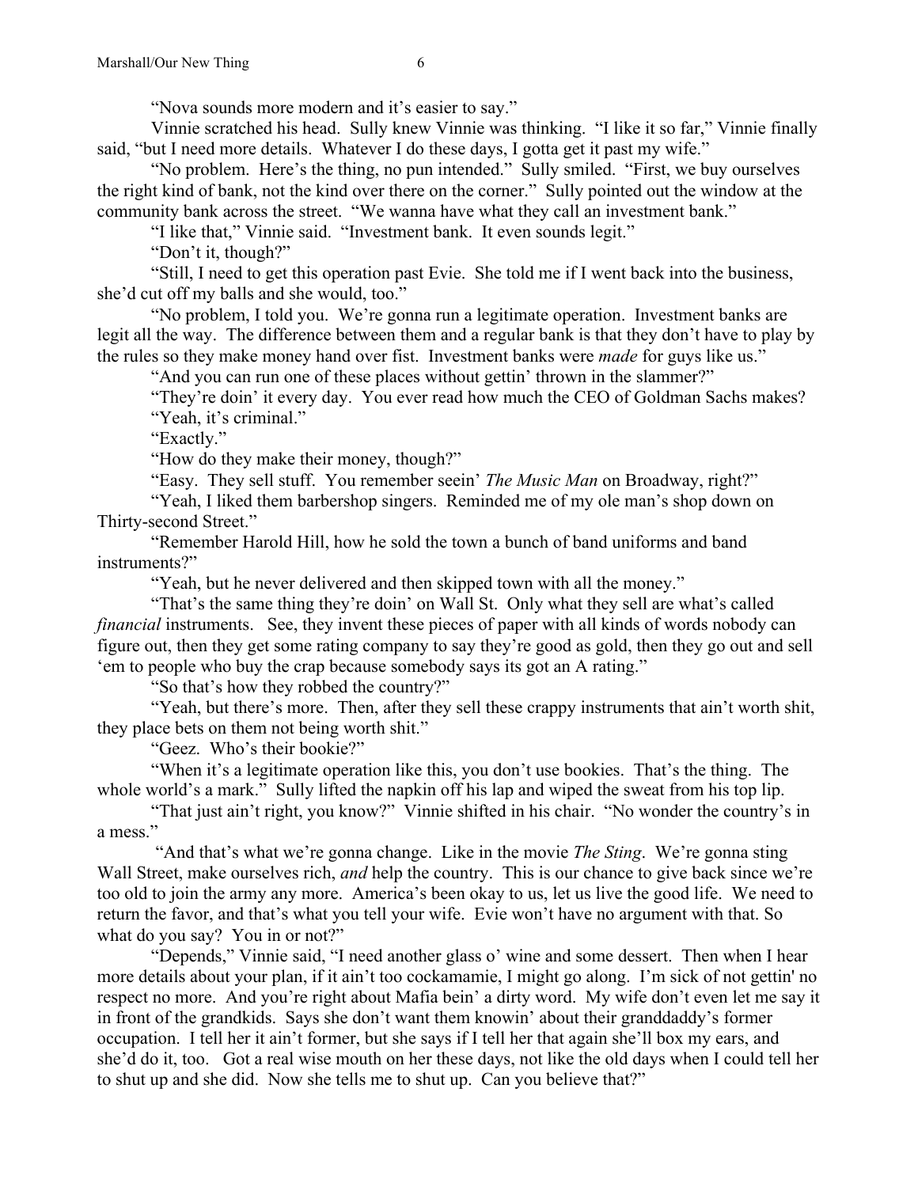"Nova sounds more modern and it's easier to say."

Vinnie scratched his head. Sully knew Vinnie was thinking. "I like it so far," Vinnie finally said, "but I need more details. Whatever I do these days, I gotta get it past my wife."

"No problem. Here's the thing, no pun intended." Sully smiled. "First, we buy ourselves the right kind of bank, not the kind over there on the corner." Sully pointed out the window at the community bank across the street. "We wanna have what they call an investment bank."

"I like that," Vinnie said. "Investment bank. It even sounds legit."

"Don't it, though?"

"Still, I need to get this operation past Evie. She told me if I went back into the business, she'd cut off my balls and she would, too."

"No problem, I told you. We're gonna run a legitimate operation. Investment banks are legit all the way. The difference between them and a regular bank is that they don't have to play by the rules so they make money hand over fist. Investment banks were *made* for guys like us."

"And you can run one of these places without gettin' thrown in the slammer?"

"They're doin' it every day. You ever read how much the CEO of Goldman Sachs makes?

"Yeah, it's criminal."

"Exactly."

"How do they make their money, though?"

"Easy. They sell stuff. You remember seein' *The Music Man* on Broadway, right?"

"Yeah, I liked them barbershop singers. Reminded me of my ole man's shop down on Thirty-second Street."

"Remember Harold Hill, how he sold the town a bunch of band uniforms and band instruments?"

"Yeah, but he never delivered and then skipped town with all the money."

"That's the same thing they're doin' on Wall St. Only what they sell are what's called *financial* instruments. See, they invent these pieces of paper with all kinds of words nobody can figure out, then they get some rating company to say they're good as gold, then they go out and sell 'em to people who buy the crap because somebody says its got an A rating."

"So that's how they robbed the country?"

"Yeah, but there's more. Then, after they sell these crappy instruments that ain't worth shit, they place bets on them not being worth shit."

"Geez. Who's their bookie?"

"When it's a legitimate operation like this, you don't use bookies. That's the thing. The whole world's a mark." Sully lifted the napkin off his lap and wiped the sweat from his top lip.

"That just ain't right, you know?" Vinnie shifted in his chair. "No wonder the country's in a mess."

"And that's what we're gonna change. Like in the movie *The Sting*. We're gonna sting Wall Street, make ourselves rich, *and* help the country. This is our chance to give back since we're too old to join the army any more. America's been okay to us, let us live the good life. We need to return the favor, and that's what you tell your wife. Evie won't have no argument with that. So what do you say? You in or not?"

"Depends," Vinnie said, "I need another glass o' wine and some dessert. Then when I hear more details about your plan, if it ain't too cockamamie, I might go along. I'm sick of not gettin' no respect no more. And you're right about Mafia bein' a dirty word. My wife don't even let me say it in front of the grandkids. Says she don't want them knowin' about their granddaddy's former occupation. I tell her it ain't former, but she says if I tell her that again she'll box my ears, and she'd do it, too. Got a real wise mouth on her these days, not like the old days when I could tell her to shut up and she did. Now she tells me to shut up. Can you believe that?"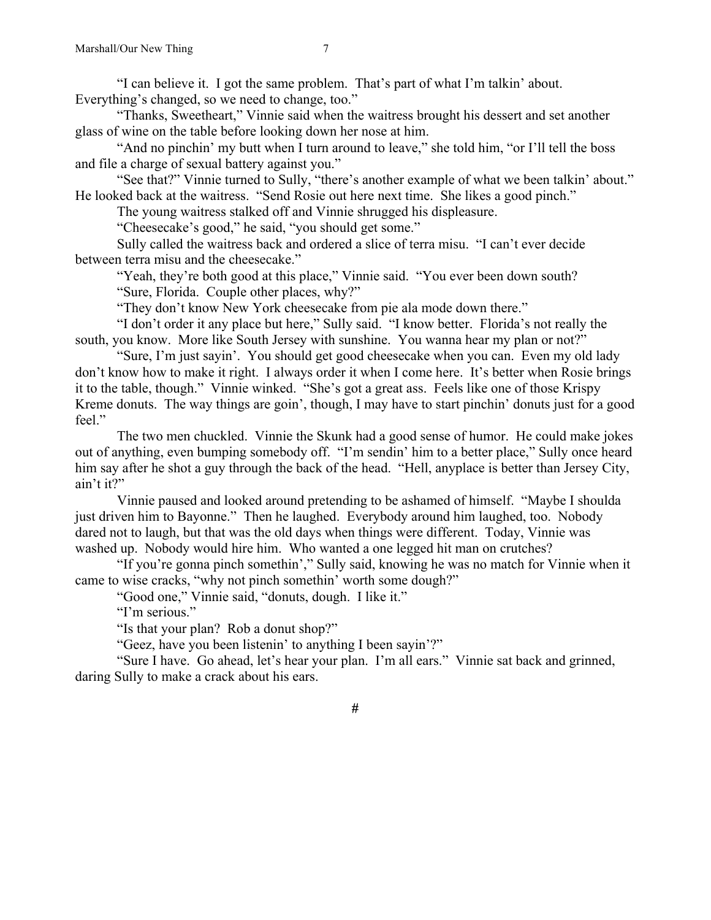"I can believe it. I got the same problem. That's part of what I'm talkin' about. Everything's changed, so we need to change, too."

"Thanks, Sweetheart," Vinnie said when the waitress brought his dessert and set another glass of wine on the table before looking down her nose at him.

"And no pinchin' my butt when I turn around to leave," she told him, "or I'll tell the boss and file a charge of sexual battery against you."

"See that?" Vinnie turned to Sully, "there's another example of what we been talkin' about." He looked back at the waitress. "Send Rosie out here next time. She likes a good pinch."

The young waitress stalked off and Vinnie shrugged his displeasure.

"Cheesecake's good," he said, "you should get some."

Sully called the waitress back and ordered a slice of terra misu. "I can't ever decide between terra misu and the cheesecake."

"Yeah, they're both good at this place," Vinnie said. "You ever been down south?

"Sure, Florida. Couple other places, why?"

"They don't know New York cheesecake from pie ala mode down there."

"I don't order it any place but here," Sully said. "I know better. Florida's not really the south, you know. More like South Jersey with sunshine. You wanna hear my plan or not?"

"Sure, I'm just sayin'. You should get good cheesecake when you can. Even my old lady don't know how to make it right. I always order it when I come here. It's better when Rosie brings it to the table, though." Vinnie winked. "She's got a great ass. Feels like one of those Krispy Kreme donuts. The way things are goin', though, I may have to start pinchin' donuts just for a good feel."

The two men chuckled. Vinnie the Skunk had a good sense of humor. He could make jokes out of anything, even bumping somebody off. "I'm sendin' him to a better place," Sully once heard him say after he shot a guy through the back of the head. "Hell, anyplace is better than Jersey City, ain't it?"

Vinnie paused and looked around pretending to be ashamed of himself. "Maybe I shoulda just driven him to Bayonne." Then he laughed. Everybody around him laughed, too. Nobody dared not to laugh, but that was the old days when things were different. Today, Vinnie was washed up. Nobody would hire him. Who wanted a one legged hit man on crutches?

"If you're gonna pinch somethin'," Sully said, knowing he was no match for Vinnie when it came to wise cracks, "why not pinch somethin' worth some dough?"

"Good one," Vinnie said, "donuts, dough. I like it."

"I'm serious."

"Is that your plan? Rob a donut shop?"

"Geez, have you been listenin' to anything I been sayin'?"

"Sure I have. Go ahead, let's hear your plan. I'm all ears." Vinnie sat back and grinned, daring Sully to make a crack about his ears.

#